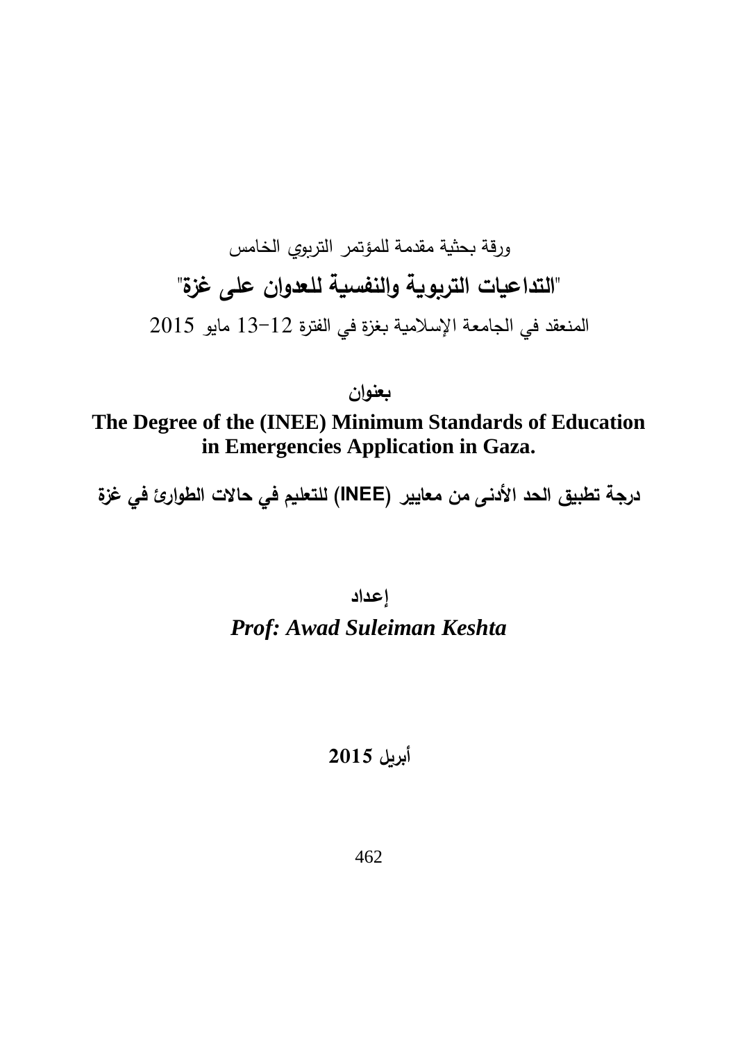ورقة بحثية مقدمة للمؤتمر التربوي الخامس

## "التداعيات التربوية والنفسية للعدوان على غزة"

المنعقد في الجامعة الإسلامية بغزة في الفترة 12-13 مايو 2015

**بعنوان**

# The Degree of the (INEE) Minimum Standards of Education in Emergencies Application in Gaza.

## درجة تطبيق الحد الأدنى من معايير (INEE) للتعليم في حالات الطوارئ في غزة

**إعداد**

***Prof: Awad Suleiman Keshta***

**أبريل 2015**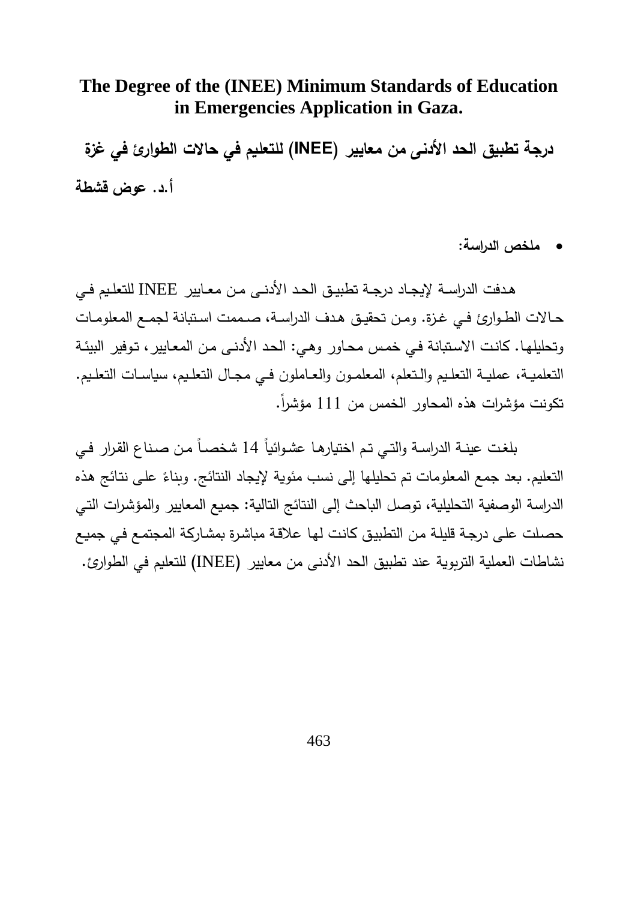# The Degree of the (INEE) Minimum Standards of Education in Emergencies Application in Gaza.

## درجة تطبيق الحد الأدنى من معايير (INEE) للتعليم في حالات الطوارئ في غزة

**أ.د. عوض قشطة**

- **ملخص الدراسة:**

هدفت الدراسة لإيجاد درجة تطبيق الحد الأدنى من معايير INEE للتعليم في حالات الطوارئ في غزة. ومن تحقيق هدف الدراسة، صممت استبانة لجمع المعلومات وتحليلها. كانت الاستبانة في خمس محاور وهي: الحد الأدنى من المعايير، توفير البيئة التعلمية، عملية التعليم والتعلم، المعلمون والعاملون في مجال التعليم، سياسات التعليم. تكونت مؤشرات هذه المحاور الخمس من 111 مؤشراً.

بلغت عينة الدراسة والتي تم اختيارها عشوائياً 14 شخصاً من صناع القرار في التعليم. بعد جمع المعلومات تم تحليلها إلى نسب مئوية لإيجاد النتائج. وبناءً على نتائج هذه الدراسة الوصفية التحليلية، توصل الباحث إلى النتائج التالية: جميع المعايير والمؤشرات التي حصلت على درجة قليلة من التطبيق كانت لها علاقة مباشرة بمشاركة المجتمع في جميع نشاطات العملية التربوية عند تطبيق الحد الأدنى من معايير (INEE) للتعليم في الطوارئ.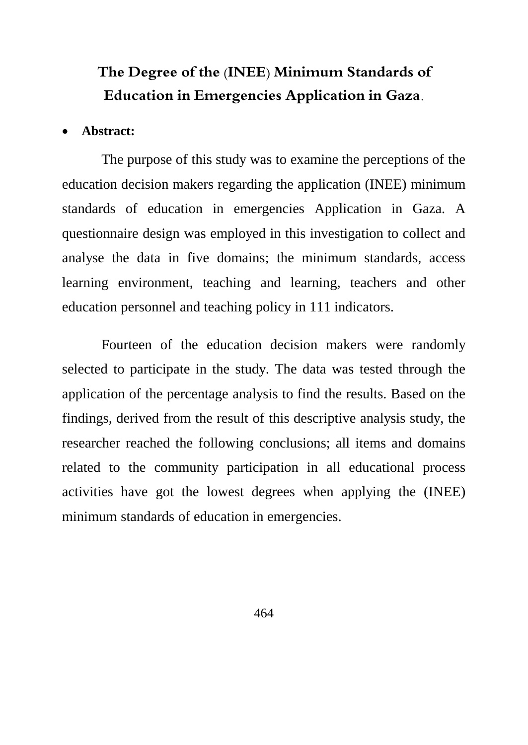# The Degree of the (INEE) Minimum Standards of Education in Emergencies Application in Gaza.

- **Abstract:**

The purpose of this study was to examine the perceptions of the education decision makers regarding the application (INEE) minimum standards of education in emergencies Application in Gaza. A questionnaire design was employed in this investigation to collect and analyse the data in five domains; the minimum standards, access learning environment, teaching and learning, teachers and other education personnel and teaching policy in 111 indicators.

Fourteen of the education decision makers were randomly selected to participate in the study. The data was tested through the application of the percentage analysis to find the results. Based on the findings, derived from the result of this descriptive analysis study, the researcher reached the following conclusions; all items and domains related to the community participation in all educational process activities have got the lowest degrees when applying the (INEE) minimum standards of education in emergencies.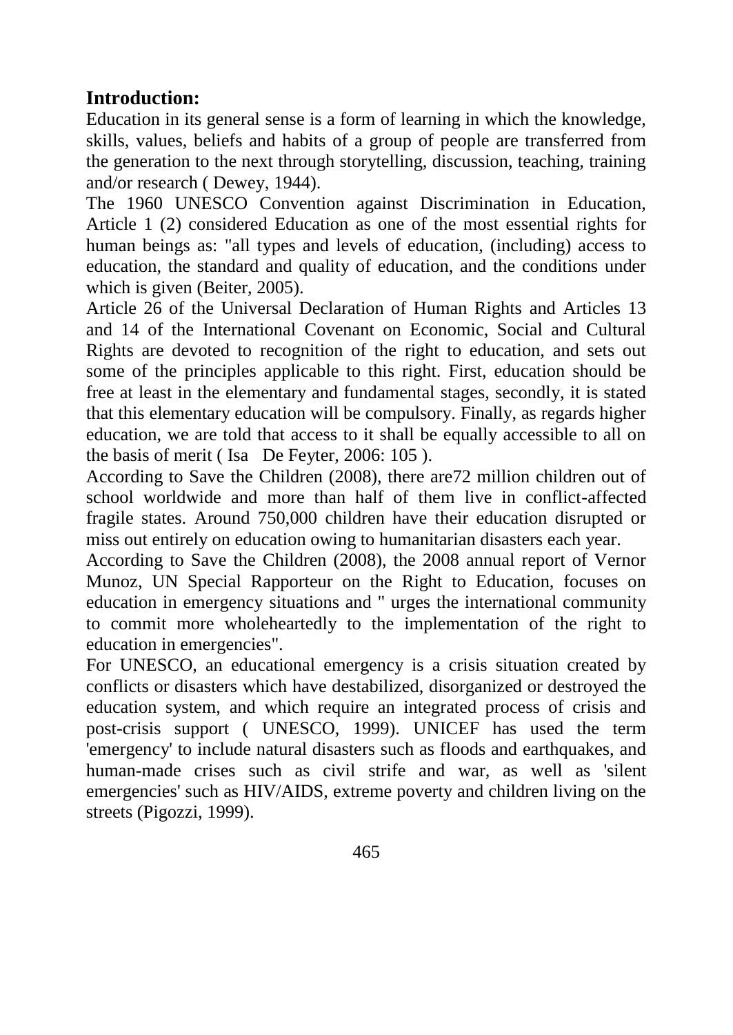## Introduction:

Education in its general sense is a form of learning in which the knowledge, skills, values, beliefs and habits of a group of people are transferred from the generation to the next through storytelling, discussion, teaching, training and/or research ( Dewey, 1944).

The 1960 UNESCO Convention against Discrimination in Education, Article 1 (2) considered Education as one of the most essential rights for human beings as: "all types and levels of education, (including) access to education, the standard and quality of education, and the conditions under which is given (Beiter, 2005).

Article 26 of the Universal Declaration of Human Rights and Articles 13 and 14 of the International Covenant on Economic, Social and Cultural Rights are devoted to recognition of the right to education, and sets out some of the principles applicable to this right. First, education should be free at least in the elementary and fundamental stages, secondly, it is stated that this elementary education will be compulsory. Finally, as regards higher education, we are told that access to it shall be equally accessible to all on the basis of merit ( Isa De Feyter, 2006: 105 ).

According to Save the Children (2008), there are72 million children out of school worldwide and more than half of them live in conflict-affected fragile states. Around 750,000 children have their education disrupted or miss out entirely on education owing to humanitarian disasters each year.

According to Save the Children (2008), the 2008 annual report of Vernor Munoz, UN Special Rapporteur on the Right to Education, focuses on education in emergency situations and " urges the international community to commit more wholeheartedly to the implementation of the right to education in emergencies".

For UNESCO, an educational emergency is a crisis situation created by conflicts or disasters which have destabilized, disorganized or destroyed the education system, and which require an integrated process of crisis and post-crisis support ( UNESCO, 1999). UNICEF has used the term 'emergency' to include natural disasters such as floods and earthquakes, and human-made crises such as civil strife and war, as well as 'silent emergencies' such as HIV/AIDS, extreme poverty and children living on the streets (Pigozzi, 1999).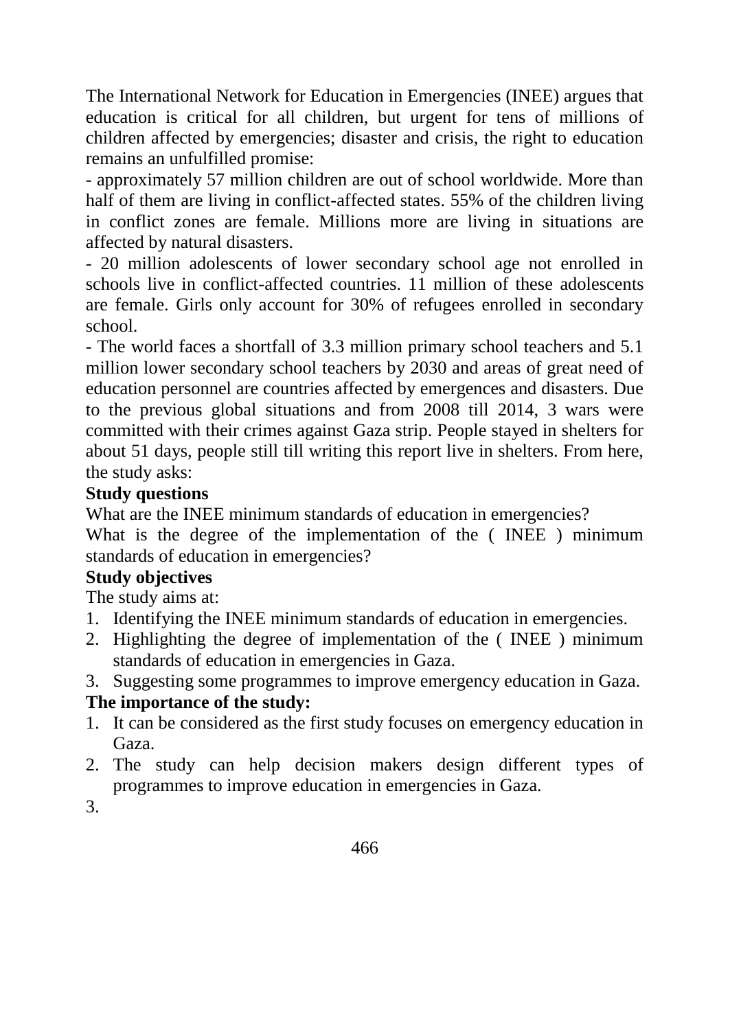The International Network for Education in Emergencies (INEE) argues that education is critical for all children, but urgent for tens of millions of children affected by emergencies; disaster and crisis, the right to education remains an unfulfilled promise:

- approximately 57 million children are out of school worldwide. More than half of them are living in conflict-affected states. 55% of the children living in conflict zones are female. Millions more are living in situations are affected by natural disasters.
- 20 million adolescents of lower secondary school age not enrolled in schools live in conflict-affected countries. 11 million of these adolescents are female. Girls only account for 30% of refugees enrolled in secondary school.
- The world faces a shortfall of 3.3 million primary school teachers and 5.1 million lower secondary school teachers by 2030 and areas of great need of education personnel are countries affected by emergences and disasters. Due to the previous global situations and from 2008 till 2014, 3 wars were committed with their crimes against Gaza strip. People stayed in shelters for about 51 days, people still till writing this report live in shelters. From here, the study asks:

**Study questions**

What are the INEE minimum standards of education in emergencies?

What is the degree of the implementation of the ( INEE ) minimum standards of education in emergencies?

**Study objectives**

The study aims at:

1. Identifying the INEE minimum standards of education in emergencies.
2. Highlighting the degree of implementation of the ( INEE ) minimum standards of education in emergencies in Gaza.
3. Suggesting some programmes to improve emergency education in Gaza.

**The importance of the study:**

1. It can be considered as the first study focuses on emergency education in Gaza.
2. The study can help decision makers design different types of programmes to improve education in emergencies in Gaza.
3.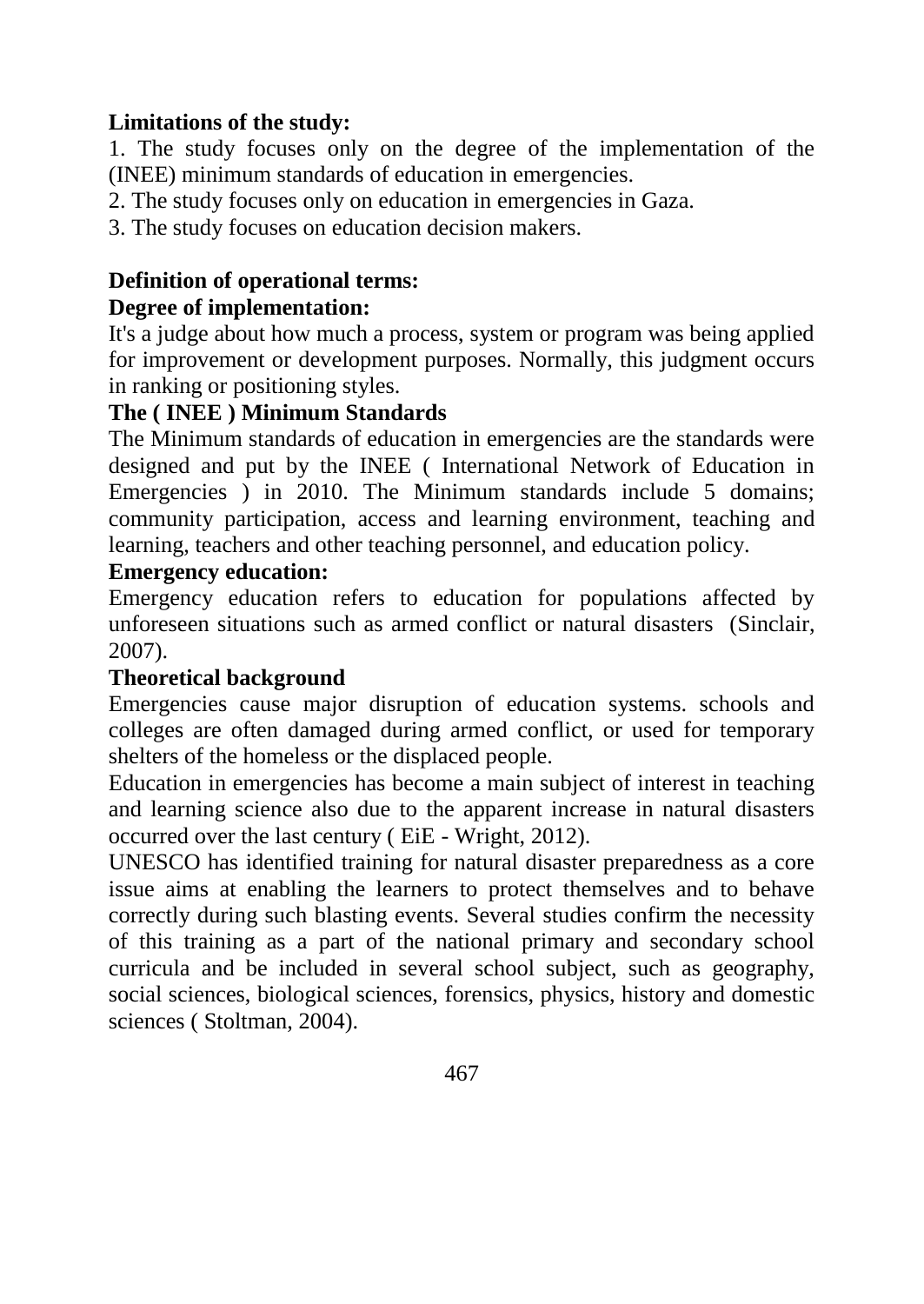**Limitations of the study:**

1. The study focuses only on the degree of the implementation of the (INEE) minimum standards of education in emergencies.
2. The study focuses only on education in emergencies in Gaza.
3. The study focuses on education decision makers.

**Definition of operational terms:**

**Degree of implementation:**

It's a judge about how much a process, system or program was being applied for improvement or development purposes. Normally, this judgment occurs in ranking or positioning styles.

**The ( INEE ) Minimum Standards**

The Minimum standards of education in emergencies are the standards were designed and put by the INEE ( International Network of Education in Emergencies ) in 2010. The Minimum standards include 5 domains; community participation, access and learning environment, teaching and learning, teachers and other teaching personnel, and education policy.

**Emergency education:**

Emergency education refers to education for populations affected by unforeseen situations such as armed conflict or natural disasters (Sinclair, 2007).

**Theoretical background**

Emergencies cause major disruption of education systems. schools and colleges are often damaged during armed conflict, or used for temporary shelters of the homeless or the displaced people.

Education in emergencies has become a main subject of interest in teaching and learning science also due to the apparent increase in natural disasters occurred over the last century ( EiE - Wright, 2012).

UNESCO has identified training for natural disaster preparedness as a core issue aims at enabling the learners to protect themselves and to behave correctly during such blasting events. Several studies confirm the necessity of this training as a part of the national primary and secondary school curricula and be included in several school subject, such as geography, social sciences, biological sciences, forensics, physics, history and domestic sciences ( Stoltman, 2004).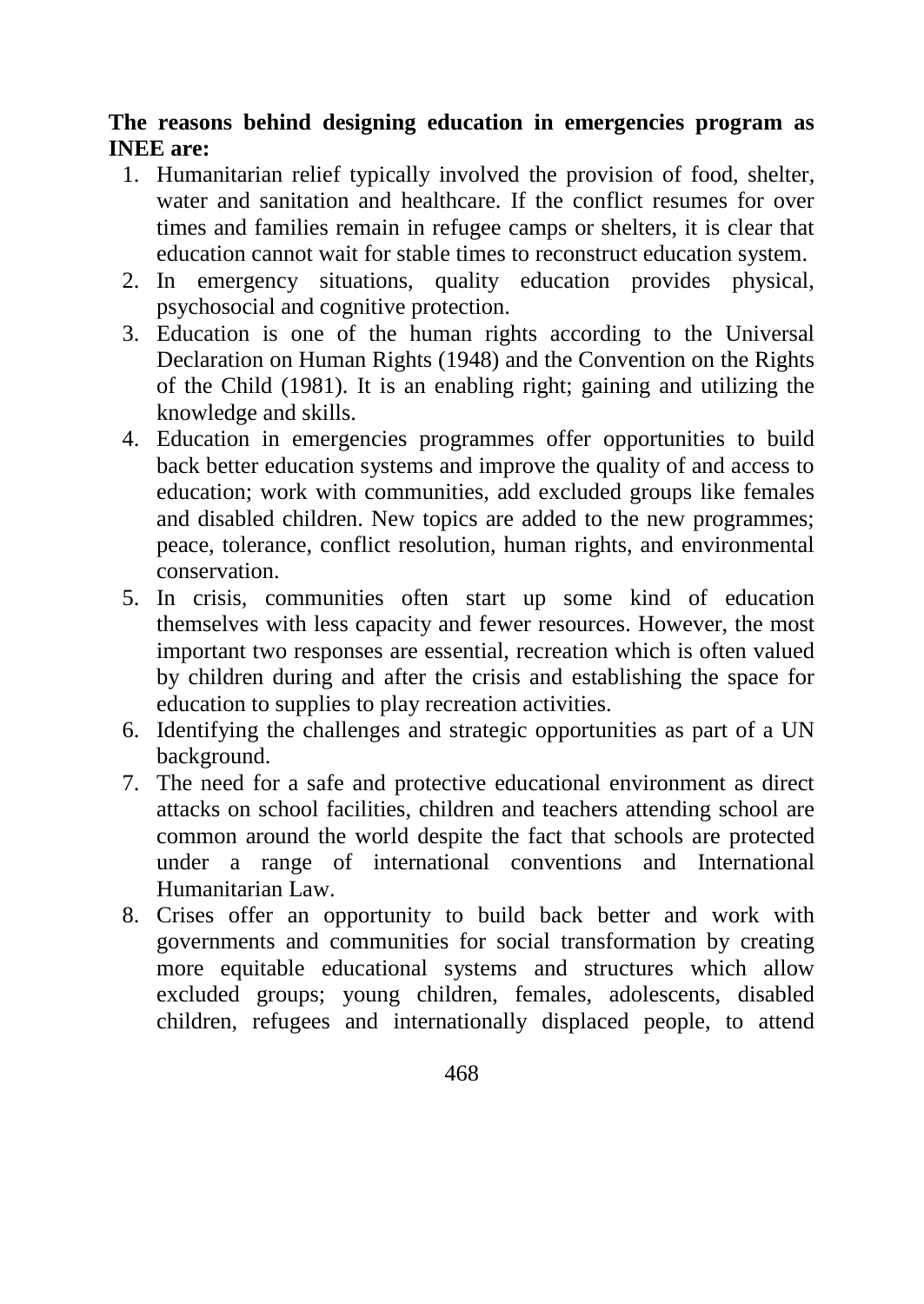**The reasons behind designing education in emergencies program as INEE are:**

1. Humanitarian relief typically involved the provision of food, shelter, water and sanitation and healthcare. If the conflict resumes for over times and families remain in refugee camps or shelters, it is clear that education cannot wait for stable times to reconstruct education system.
2. In emergency situations, quality education provides physical, psychosocial and cognitive protection.
3. Education is one of the human rights according to the Universal Declaration on Human Rights (1948) and the Convention on the Rights of the Child (1981). It is an enabling right; gaining and utilizing the knowledge and skills.
4. Education in emergencies programmes offer opportunities to build back better education systems and improve the quality of and access to education; work with communities, add excluded groups like females and disabled children. New topics are added to the new programmes; peace, tolerance, conflict resolution, human rights, and environmental conservation.
5. In crisis, communities often start up some kind of education themselves with less capacity and fewer resources. However, the most important two responses are essential, recreation which is often valued by children during and after the crisis and establishing the space for education to supplies to play recreation activities.
6. Identifying the challenges and strategic opportunities as part of a UN background.
7. The need for a safe and protective educational environment as direct attacks on school facilities, children and teachers attending school are common around the world despite the fact that schools are protected under a range of international conventions and International Humanitarian Law.
8. Crises offer an opportunity to build back better and work with governments and communities for social transformation by creating more equitable educational systems and structures which allow excluded groups; young children, females, adolescents, disabled children, refugees and internationally displaced people, to attend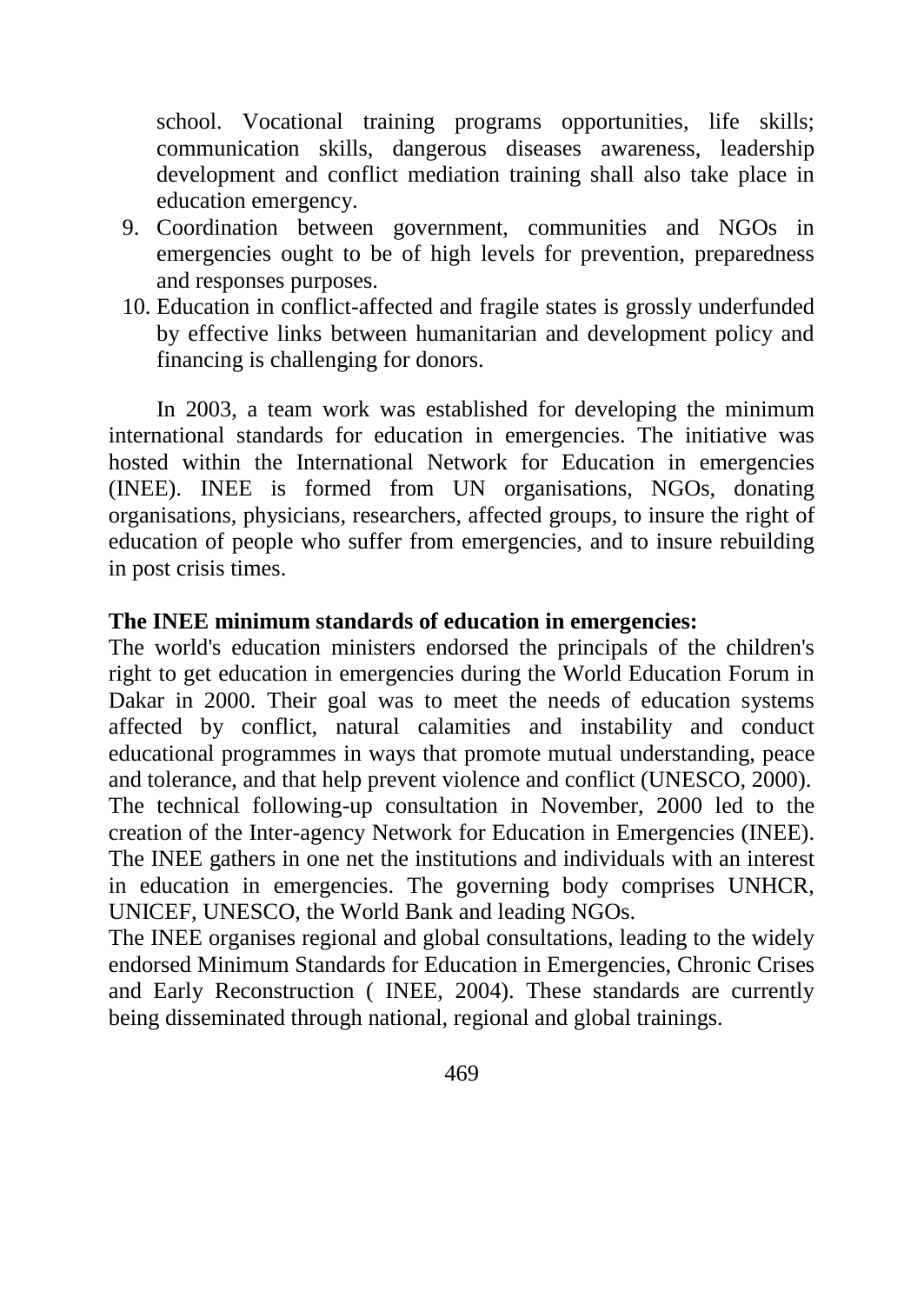school. Vocational training programs opportunities, life skills; communication skills, dangerous diseases awareness, leadership development and conflict mediation training shall also take place in education emergency.

9. Coordination between government, communities and NGOs in emergencies ought to be of high levels for prevention, preparedness and responses purposes.
10. Education in conflict-affected and fragile states is grossly underfunded by effective links between humanitarian and development policy and financing is challenging for donors.

In 2003, a team work was established for developing the minimum international standards for education in emergencies. The initiative was hosted within the International Network for Education in emergencies (INEE). INEE is formed from UN organisations, NGOs, donating organisations, physicians, researchers, affected groups, to insure the right of education of people who suffer from emergencies, and to insure rebuilding in post crisis times.

**The INEE minimum standards of education in emergencies:**

The world's education ministers endorsed the principals of the children's right to get education in emergencies during the World Education Forum in Dakar in 2000. Their goal was to meet the needs of education systems affected by conflict, natural calamities and instability and conduct educational programmes in ways that promote mutual understanding, peace and tolerance, and that help prevent violence and conflict (UNESCO, 2000). The technical following-up consultation in November, 2000 led to the creation of the Inter-agency Network for Education in Emergencies (INEE). The INEE gathers in one net the institutions and individuals with an interest in education in emergencies. The governing body comprises UNHCR, UNICEF, UNESCO, the World Bank and leading NGOs.

The INEE organises regional and global consultations, leading to the widely endorsed Minimum Standards for Education in Emergencies, Chronic Crises and Early Reconstruction ( INEE, 2004). These standards are currently being disseminated through national, regional and global trainings.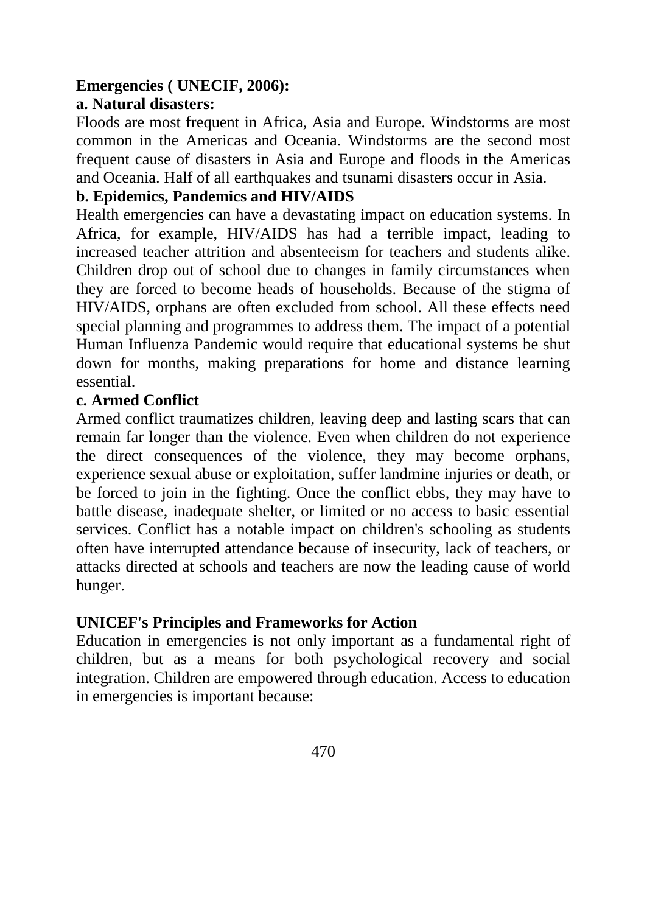**Emergencies ( UNECIF, 2006):**

**a. Natural disasters:**

Floods are most frequent in Africa, Asia and Europe. Windstorms are most common in the Americas and Oceania. Windstorms are the second most frequent cause of disasters in Asia and Europe and floods in the Americas and Oceania. Half of all earthquakes and tsunami disasters occur in Asia.

**b. Epidemics, Pandemics and HIV/AIDS**

Health emergencies can have a devastating impact on education systems. In Africa, for example, HIV/AIDS has had a terrible impact, leading to increased teacher attrition and absenteeism for teachers and students alike. Children drop out of school due to changes in family circumstances when they are forced to become heads of households. Because of the stigma of HIV/AIDS, orphans are often excluded from school. All these effects need special planning and programmes to address them. The impact of a potential Human Influenza Pandemic would require that educational systems be shut down for months, making preparations for home and distance learning essential.

**c. Armed Conflict**

Armed conflict traumatizes children, leaving deep and lasting scars that can remain far longer than the violence. Even when children do not experience the direct consequences of the violence, they may become orphans, experience sexual abuse or exploitation, suffer landmine injuries or death, or be forced to join in the fighting. Once the conflict ebbs, they may have to battle disease, inadequate shelter, or limited or no access to basic essential services. Conflict has a notable impact on children's schooling as students often have interrupted attendance because of insecurity, lack of teachers, or attacks directed at schools and teachers are now the leading cause of world hunger.

**UNICEF's Principles and Frameworks for Action**

Education in emergencies is not only important as a fundamental right of children, but as a means for both psychological recovery and social integration. Children are empowered through education. Access to education in emergencies is important because: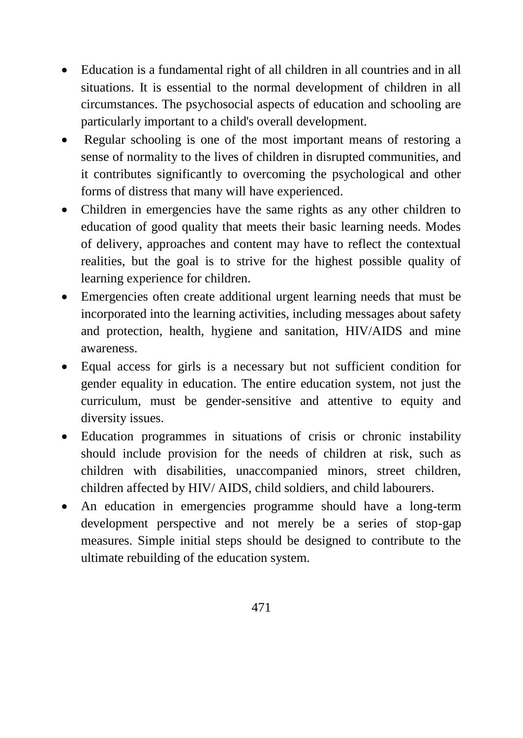- Education is a fundamental right of all children in all countries and in all situations. It is essential to the normal development of children in all circumstances. The psychosocial aspects of education and schooling are particularly important to a child's overall development.
- Regular schooling is one of the most important means of restoring a sense of normality to the lives of children in disrupted communities, and it contributes significantly to overcoming the psychological and other forms of distress that many will have experienced.
- Children in emergencies have the same rights as any other children to education of good quality that meets their basic learning needs. Modes of delivery, approaches and content may have to reflect the contextual realities, but the goal is to strive for the highest possible quality of learning experience for children.
- Emergencies often create additional urgent learning needs that must be incorporated into the learning activities, including messages about safety and protection, health, hygiene and sanitation, HIV/AIDS and mine awareness.
- Equal access for girls is a necessary but not sufficient condition for gender equality in education. The entire education system, not just the curriculum, must be gender-sensitive and attentive to equity and diversity issues.
- Education programmes in situations of crisis or chronic instability should include provision for the needs of children at risk, such as children with disabilities, unaccompanied minors, street children, children affected by HIV/ AIDS, child soldiers, and child labourers.
- An education in emergencies programme should have a long-term development perspective and not merely be a series of stop-gap measures. Simple initial steps should be designed to contribute to the ultimate rebuilding of the education system.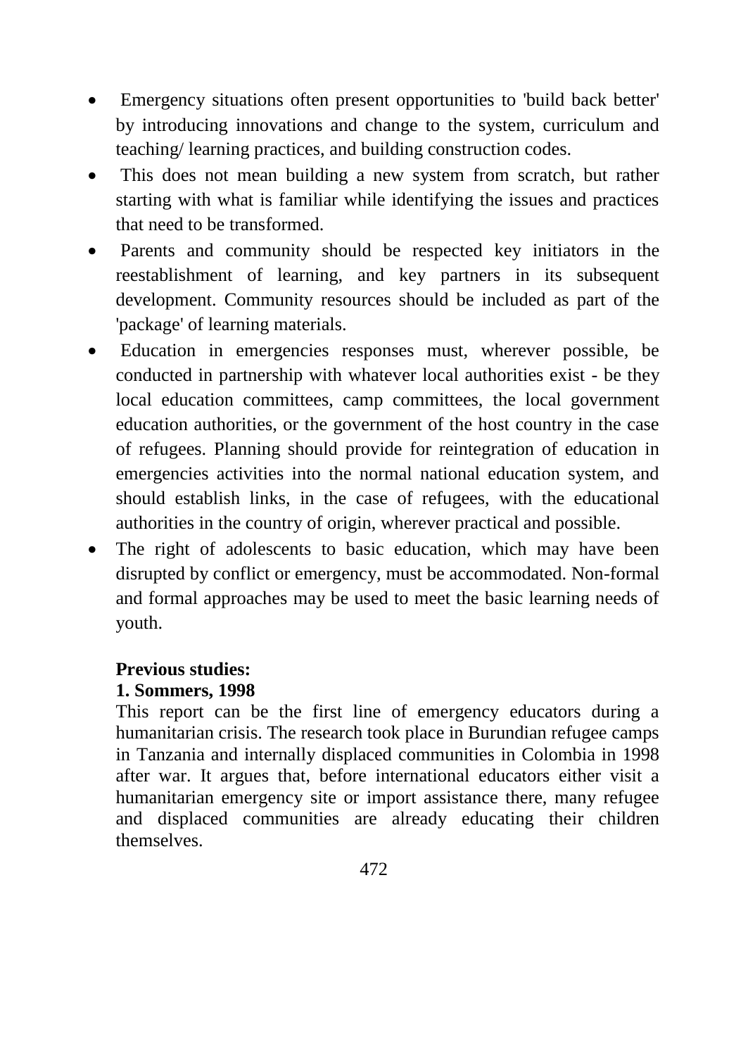- Emergency situations often present opportunities to 'build back better' by introducing innovations and change to the system, curriculum and teaching/ learning practices, and building construction codes.
- This does not mean building a new system from scratch, but rather starting with what is familiar while identifying the issues and practices that need to be transformed.
- Parents and community should be respected key initiators in the reestablishment of learning, and key partners in its subsequent development. Community resources should be included as part of the 'package' of learning materials.
- Education in emergencies responses must, wherever possible, be conducted in partnership with whatever local authorities exist - be they local education committees, camp committees, the local government education authorities, or the government of the host country in the case of refugees. Planning should provide for reintegration of education in emergencies activities into the normal national education system, and should establish links, in the case of refugees, with the educational authorities in the country of origin, wherever practical and possible.
- The right of adolescents to basic education, which may have been disrupted by conflict or emergency, must be accommodated. Non-formal and formal approaches may be used to meet the basic learning needs of youth.

**Previous studies:**

**1. Sommers, 1998**

This report can be the first line of emergency educators during a humanitarian crisis. The research took place in Burundian refugee camps in Tanzania and internally displaced communities in Colombia in 1998 after war. It argues that, before international educators either visit a humanitarian emergency site or import assistance there, many refugee and displaced communities are already educating their children themselves.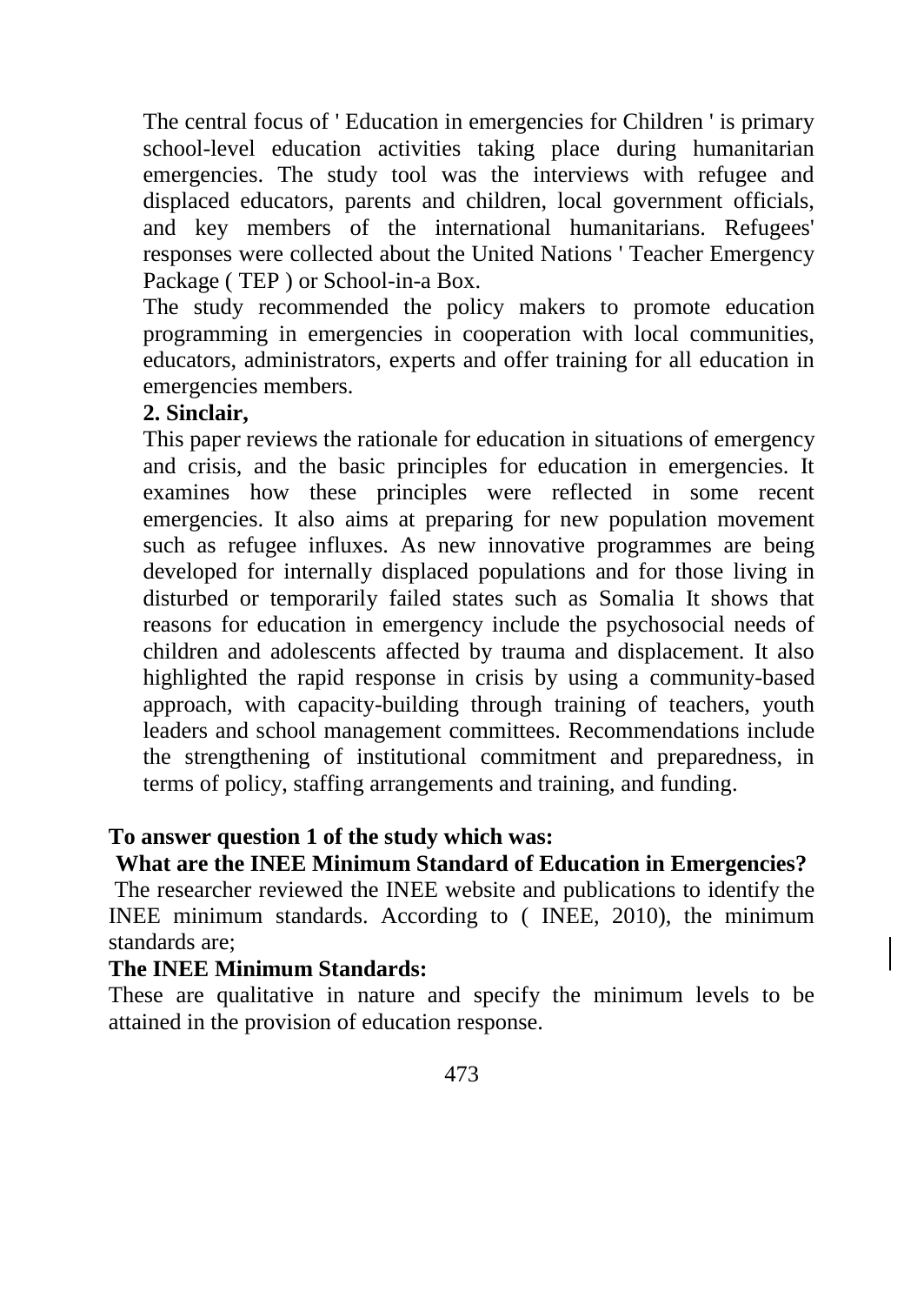The central focus of ' Education in emergencies for Children ' is primary school-level education activities taking place during humanitarian emergencies. The study tool was the interviews with refugee and displaced educators, parents and children, local government officials, and key members of the international humanitarians. Refugees' responses were collected about the United Nations ' Teacher Emergency Package ( TEP ) or School-in-a Box.

The study recommended the policy makers to promote education programming in emergencies in cooperation with local communities, educators, administrators, experts and offer training for all education in emergencies members.

**2. Sinclair,**

This paper reviews the rationale for education in situations of emergency and crisis, and the basic principles for education in emergencies. It examines how these principles were reflected in some recent emergencies. It also aims at preparing for new population movement such as refugee influxes. As new innovative programmes are being developed for internally displaced populations and for those living in disturbed or temporarily failed states such as Somalia It shows that reasons for education in emergency include the psychosocial needs of children and adolescents affected by trauma and displacement. It also highlighted the rapid response in crisis by using a community-based approach, with capacity-building through training of teachers, youth leaders and school management committees. Recommendations include the strengthening of institutional commitment and preparedness, in terms of policy, staffing arrangements and training, and funding.

**To answer question 1 of the study which was:**

**What are the INEE Minimum Standard of Education in Emergencies?**

The researcher reviewed the INEE website and publications to identify the INEE minimum standards. According to ( INEE, 2010), the minimum standards are;

**The INEE Minimum Standards:**

These are qualitative in nature and specify the minimum levels to be attained in the provision of education response.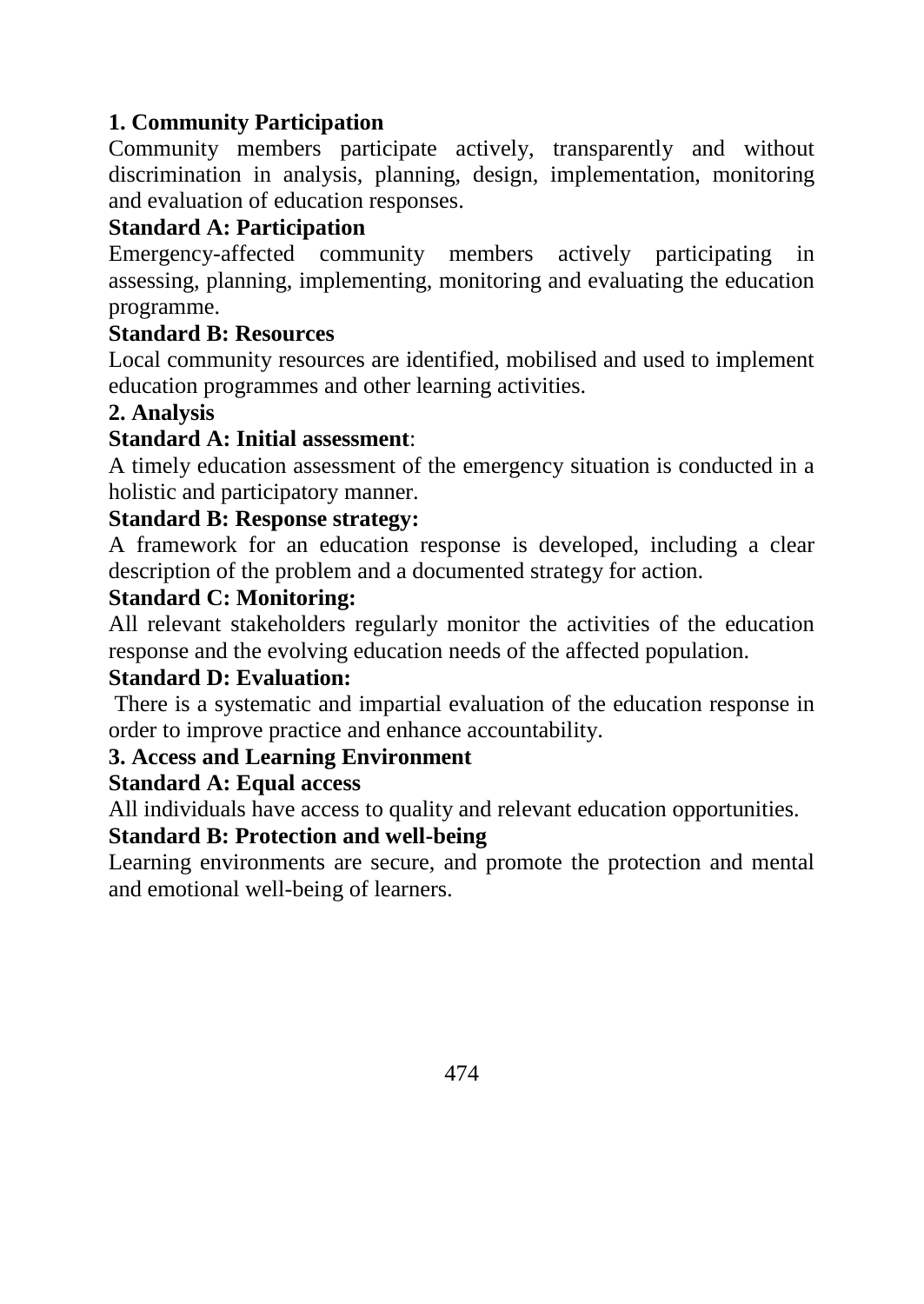**1. Community Participation**

Community members participate actively, transparently and without discrimination in analysis, planning, design, implementation, monitoring and evaluation of education responses.

**Standard A: Participation**

Emergency-affected community members actively participating in assessing, planning, implementing, monitoring and evaluating the education programme.

**Standard B: Resources**

Local community resources are identified, mobilised and used to implement education programmes and other learning activities.

**2. Analysis**

**Standard A: Initial assessment**:

A timely education assessment of the emergency situation is conducted in a holistic and participatory manner.

**Standard B: Response strategy:**

A framework for an education response is developed, including a clear description of the problem and a documented strategy for action.

**Standard C: Monitoring:**

All relevant stakeholders regularly monitor the activities of the education response and the evolving education needs of the affected population.

**Standard D: Evaluation:**

There is a systematic and impartial evaluation of the education response in order to improve practice and enhance accountability.

**3. Access and Learning Environment**

**Standard A: Equal access**

All individuals have access to quality and relevant education opportunities.

**Standard B: Protection and well-being**

Learning environments are secure, and promote the protection and mental and emotional well-being of learners.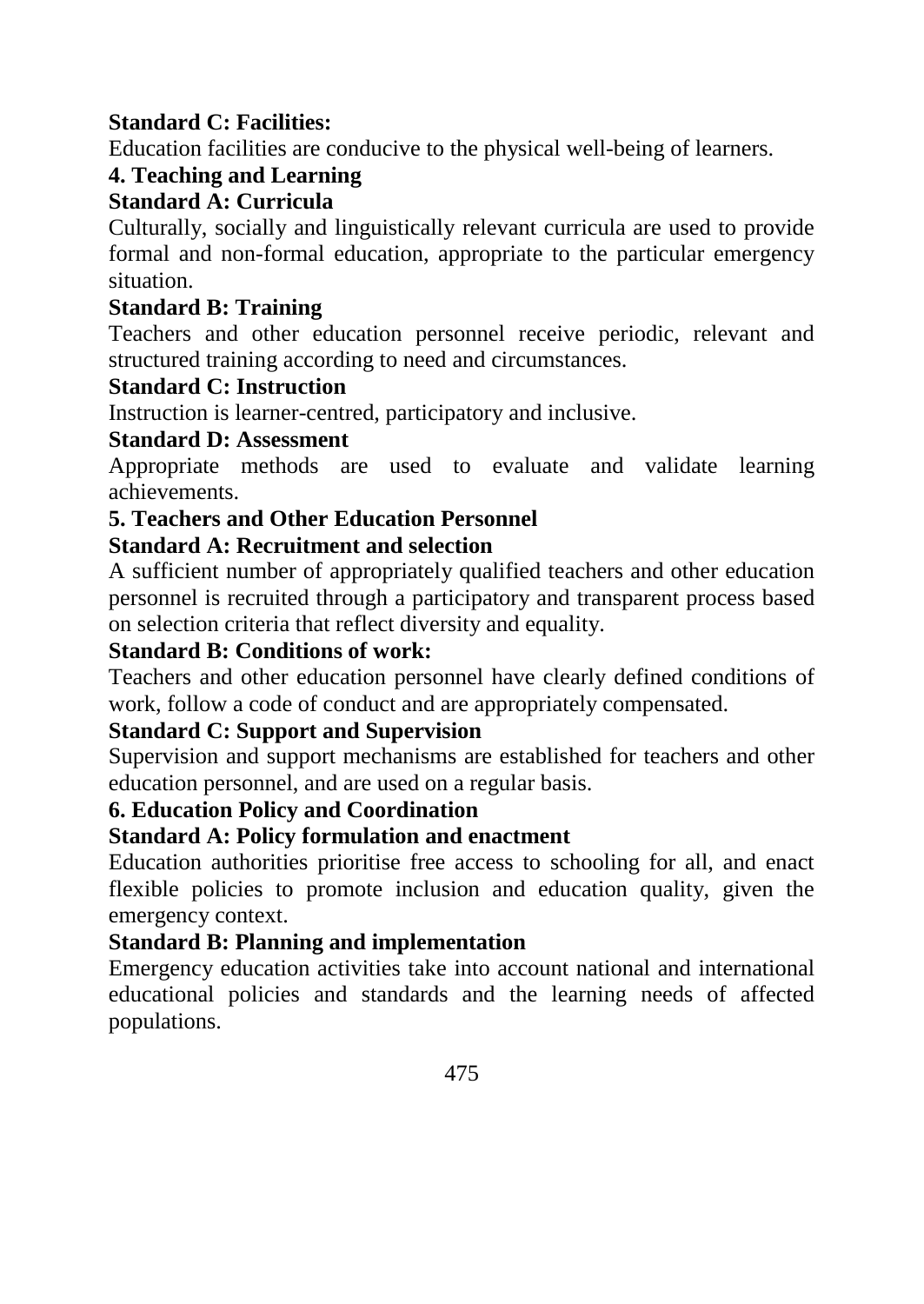**Standard C: Facilities:**

Education facilities are conducive to the physical well-being of learners.

**4. Teaching and Learning**

**Standard A: Curricula**

Culturally, socially and linguistically relevant curricula are used to provide formal and non-formal education, appropriate to the particular emergency situation.

**Standard B: Training**

Teachers and other education personnel receive periodic, relevant and structured training according to need and circumstances.

**Standard C: Instruction**

Instruction is learner-centred, participatory and inclusive.

**Standard D: Assessment**

Appropriate methods are used to evaluate and validate learning achievements.

**5. Teachers and Other Education Personnel**

**Standard A: Recruitment and selection**

A sufficient number of appropriately qualified teachers and other education personnel is recruited through a participatory and transparent process based on selection criteria that reflect diversity and equality.

**Standard B: Conditions of work:**

Teachers and other education personnel have clearly defined conditions of work, follow a code of conduct and are appropriately compensated.

**Standard C: Support and Supervision**

Supervision and support mechanisms are established for teachers and other education personnel, and are used on a regular basis.

**6. Education Policy and Coordination**

**Standard A: Policy formulation and enactment**

Education authorities prioritise free access to schooling for all, and enact flexible policies to promote inclusion and education quality, given the emergency context.

**Standard B: Planning and implementation**

Emergency education activities take into account national and international educational policies and standards and the learning needs of affected populations.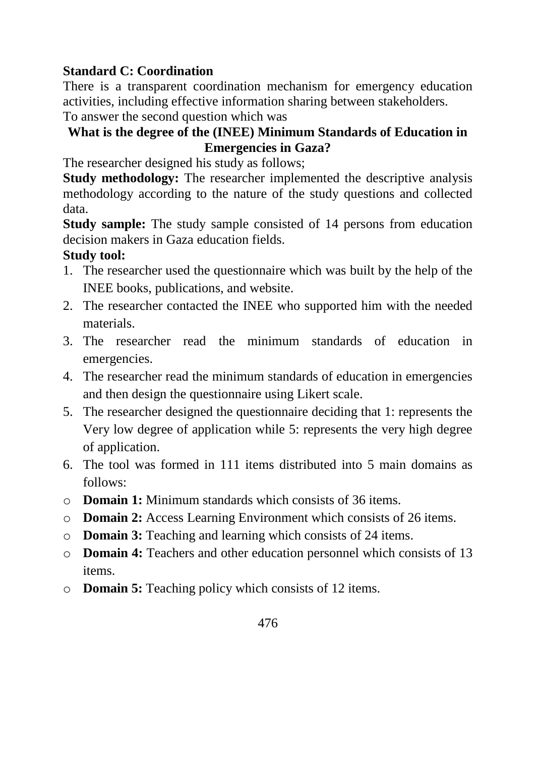**Standard C: Coordination**

There is a transparent coordination mechanism for emergency education activities, including effective information sharing between stakeholders.

To answer the second question which was

**What is the degree of the (INEE) Minimum Standards of Education in Emergencies in Gaza?**

The researcher designed his study as follows;

**Study methodology:** The researcher implemented the descriptive analysis methodology according to the nature of the study questions and collected data.

**Study sample:** The study sample consisted of 14 persons from education decision makers in Gaza education fields.

**Study tool:**

1. The researcher used the questionnaire which was built by the help of the INEE books, publications, and website.
2. The researcher contacted the INEE who supported him with the needed materials.
3. The researcher read the minimum standards of education in emergencies.
4. The researcher read the minimum standards of education in emergencies and then design the questionnaire using Likert scale.
5. The researcher designed the questionnaire deciding that 1: represents the Very low degree of application while 5: represents the very high degree of application.
6. The tool was formed in 111 items distributed into 5 main domains as follows:

- **Domain 1:** Minimum standards which consists of 36 items.
- **Domain 2:** Access Learning Environment which consists of 26 items.
- **Domain 3:** Teaching and learning which consists of 24 items.
- **Domain 4:** Teachers and other education personnel which consists of 13 items.
- **Domain 5:** Teaching policy which consists of 12 items.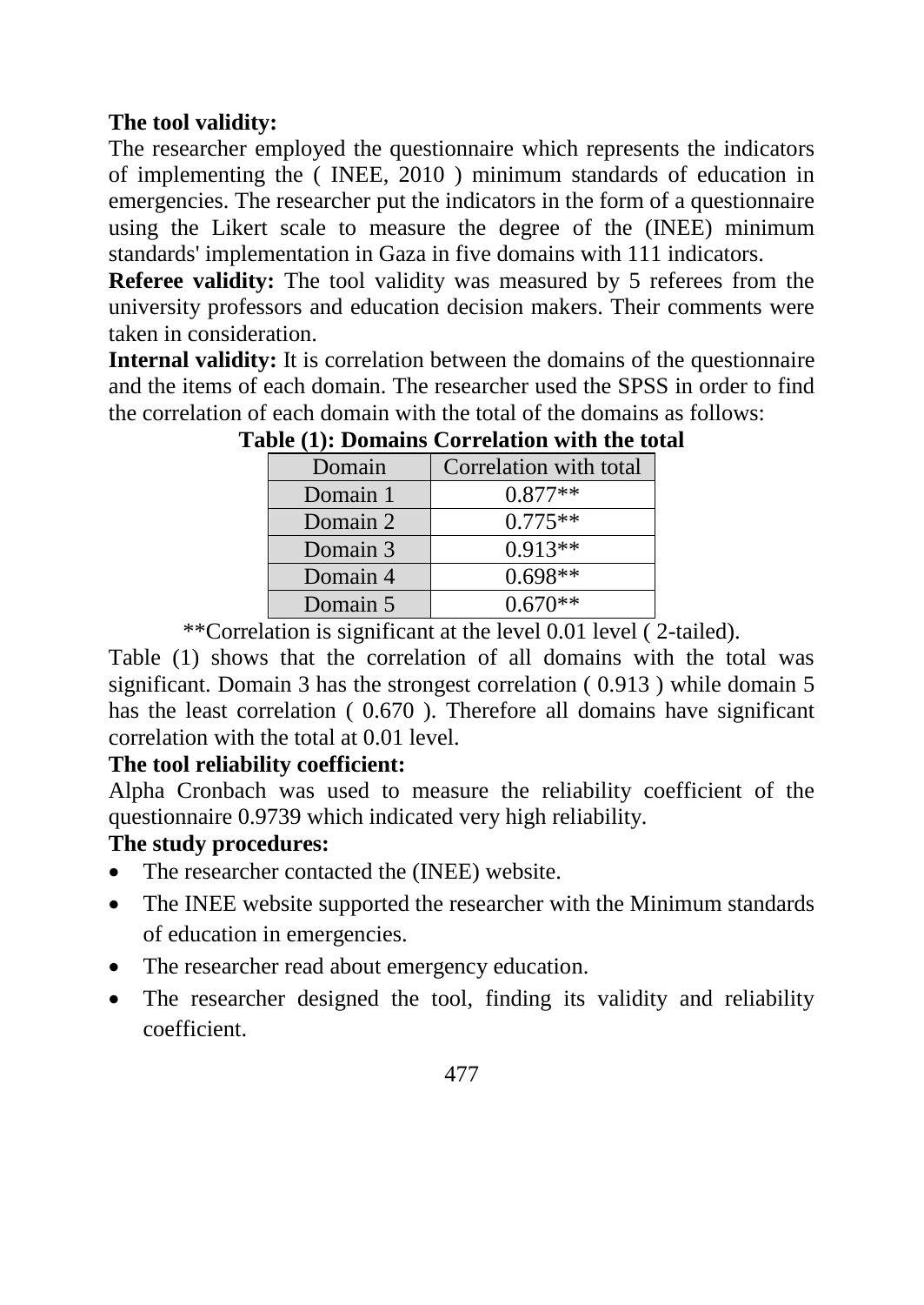**The tool validity:**

The researcher employed the questionnaire which represents the indicators of implementing the ( INEE, 2010 ) minimum standards of education in emergencies. The researcher put the indicators in the form of a questionnaire using the Likert scale to measure the degree of the (INEE) minimum standards' implementation in Gaza in five domains with 111 indicators.

**Referee validity:** The tool validity was measured by 5 referees from the university professors and education decision makers. Their comments were taken in consideration.

**Internal validity:** It is correlation between the domains of the questionnaire and the items of each domain. The researcher used the SPSS in order to find the correlation of each domain with the total of the domains as follows:

**Table (1): Domains Correlation with the total**

| Domain | Correlation with total |
|---|---|
| Domain 1 | 0.877** |
| Domain 2 | 0.775** |
| Domain 3 | 0.913** |
| Domain 4 | 0.698** |
| Domain 5 | 0.670** |

**Correlation is significant at the level 0.01 level ( 2-tailed).

Table (1) shows that the correlation of all domains with the total was significant. Domain 3 has the strongest correlation ( 0.913 ) while domain 5 has the least correlation ( 0.670 ). Therefore all domains have significant correlation with the total at 0.01 level.

**The tool reliability coefficient:**

Alpha Cronbach was used to measure the reliability coefficient of the questionnaire 0.9739 which indicated very high reliability.

**The study procedures:**

- The researcher contacted the (INEE) website.
- The INEE website supported the researcher with the Minimum standards of education in emergencies.
- The researcher read about emergency education.
- The researcher designed the tool, finding its validity and reliability coefficient.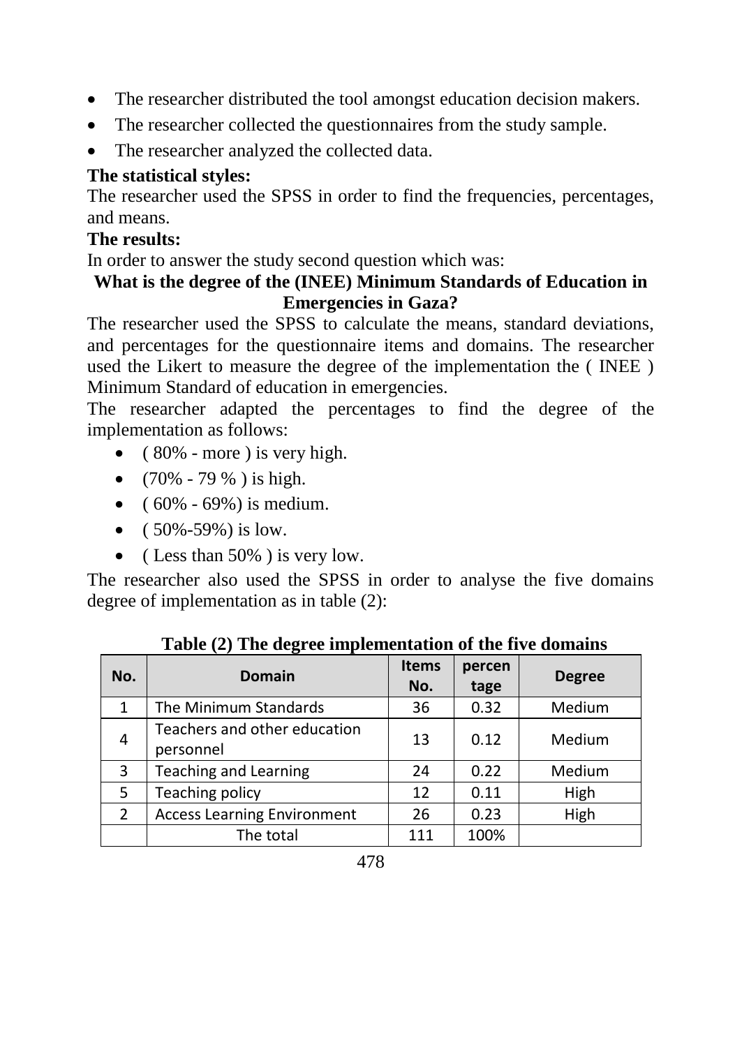- The researcher distributed the tool amongst education decision makers.
- The researcher collected the questionnaires from the study sample.
- The researcher analyzed the collected data.

**The statistical styles:**

The researcher used the SPSS in order to find the frequencies, percentages, and means.

**The results:**

In order to answer the study second question which was:

**What is the degree of the (INEE) Minimum Standards of Education in Emergencies in Gaza?**

The researcher used the SPSS to calculate the means, standard deviations, and percentages for the questionnaire items and domains. The researcher used the Likert to measure the degree of the implementation the ( INEE ) Minimum Standard of education in emergencies.

The researcher adapted the percentages to find the degree of the implementation as follows:

- ( 80% - more ) is very high.
- (70% - 79 % ) is high.
- ( 60% - 69%) is medium.
- ( 50%-59%) is low.
- ( Less than 50% ) is very low.

The researcher also used the SPSS in order to analyse the five domains degree of implementation as in table (2):

**Table (2) The degree implementation of the five domains**

| No. | Domain | Items No. | percentage | Degree |
|---|---|---|---|---|
| 1 | The Minimum Standards | 36 | 0.32 | Medium |
| 4 | Teachers and other education personnel | 13 | 0.12 | Medium |
| 3 | Teaching and Learning | 24 | 0.22 | Medium |
| 5 | Teaching policy | 12 | 0.11 | High |
| 2 | Access Learning Environment | 26 | 0.23 | High |
| | The total | 111 | 100% | |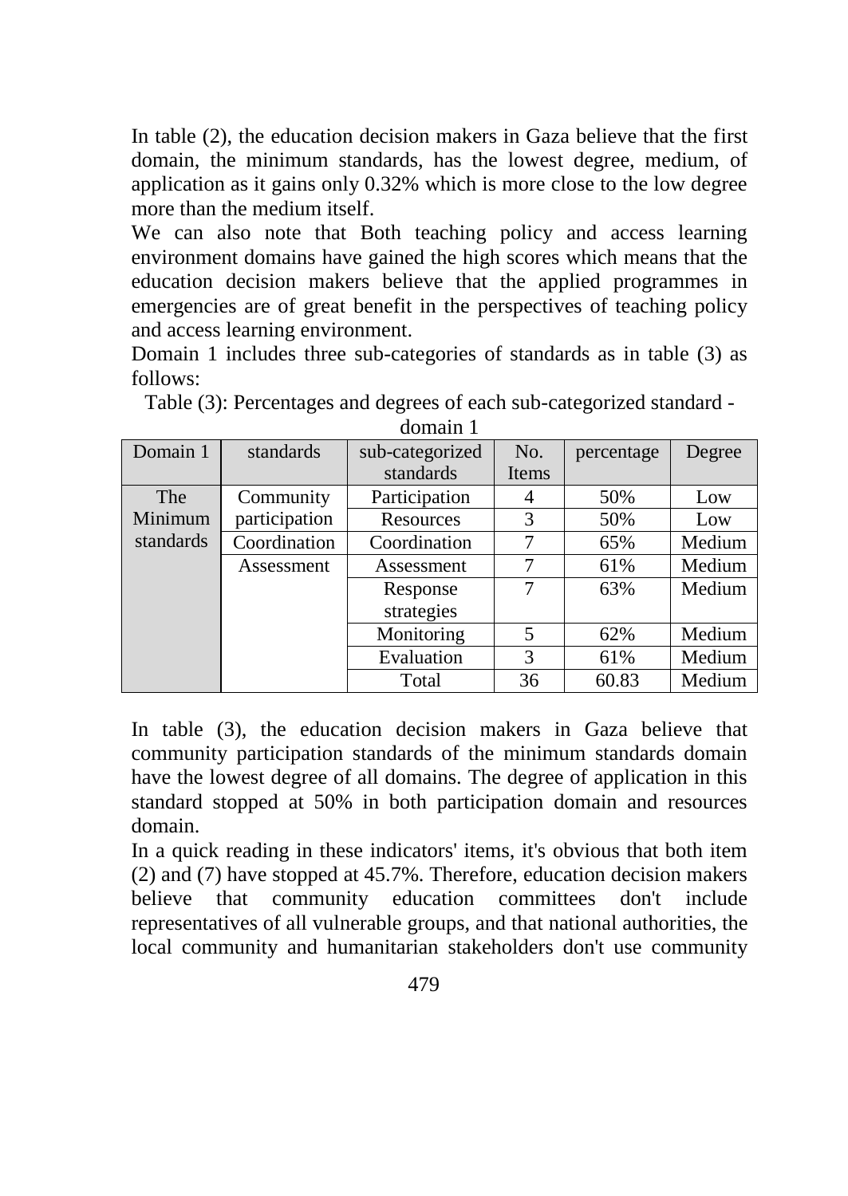In table (2), the education decision makers in Gaza believe that the first domain, the minimum standards, has the lowest degree, medium, of application as it gains only 0.32% which is more close to the low degree more than the medium itself.

We can also note that Both teaching policy and access learning environment domains have gained the high scores which means that the education decision makers believe that the applied programmes in emergencies are of great benefit in the perspectives of teaching policy and access learning environment.

Domain 1 includes three sub-categories of standards as in table (3) as follows:

Table (3): Percentages and degrees of each sub-categorized standard - domain 1

| Domain 1 | standards | sub-categorized standards | No. Items | percentage | Degree |
|---|---|---|---|---|---|
| The Minimum standards | Community participation | Participation | 4 | 50% | Low |
| | | Resources | 3 | 50% | Low |
| | Coordination | Coordination | 7 | 65% | Medium |
| | Assessment | Assessment | 7 | 61% | Medium |
| | | Response strategies | 7 | 63% | Medium |
| | | Monitoring | 5 | 62% | Medium |
| | | Evaluation | 3 | 61% | Medium |
| | | Total | 36 | 60.83 | Medium |

In table (3), the education decision makers in Gaza believe that community participation standards of the minimum standards domain have the lowest degree of all domains. The degree of application in this standard stopped at 50% in both participation domain and resources domain.

In a quick reading in these indicators' items, it's obvious that both item (2) and (7) have stopped at 45.7%. Therefore, education decision makers believe that community education committees don't include representatives of all vulnerable groups, and that national authorities, the local community and humanitarian stakeholders don't use community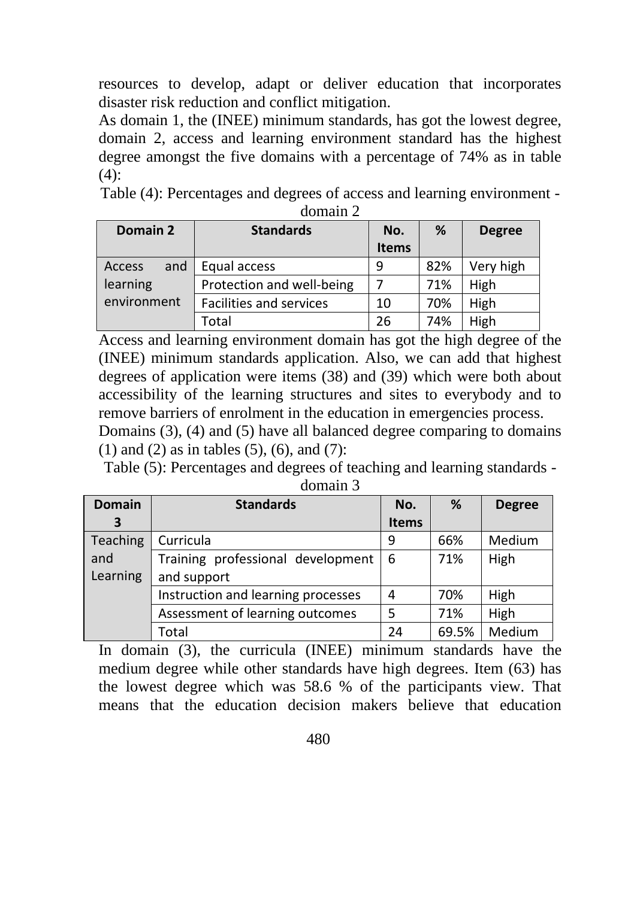resources to develop, adapt or deliver education that incorporates disaster risk reduction and conflict mitigation.

As domain 1, the (INEE) minimum standards, has got the lowest degree, domain 2, access and learning environment standard has the highest degree amongst the five domains with a percentage of 74% as in table (4):

Table (4): Percentages and degrees of access and learning environment - domain 2

| Domain 2 | Standards | No. Items | % | Degree |
|---|---|---|---|---|
| Access and learning environment | Equal access | 9 | 82% | Very high |
| | Protection and well-being | 7 | 71% | High |
| | Facilities and services | 10 | 70% | High |
| | Total | 26 | 74% | High |

Access and learning environment domain has got the high degree of the (INEE) minimum standards application. Also, we can add that highest degrees of application were items (38) and (39) which were both about accessibility of the learning structures and sites to everybody and to remove barriers of enrolment in the education in emergencies process.

Domains (3), (4) and (5) have all balanced degree comparing to domains (1) and (2) as in tables (5), (6), and (7):

Table (5): Percentages and degrees of teaching and learning standards - domain 3

| Domain 3 | Standards | No. Items | % | Degree |
|---|---|---|---|---|
| Teaching and Learning | Curricula | 9 | 66% | Medium |
| | Training professional development and support | 6 | 71% | High |
| | Instruction and learning processes | 4 | 70% | High |
| | Assessment of learning outcomes | 5 | 71% | High |
| | Total | 24 | 69.5% | Medium |

In domain (3), the curricula (INEE) minimum standards have the medium degree while other standards have high degrees. Item (63) has the lowest degree which was 58.6 % of the participants view. That means that the education decision makers believe that education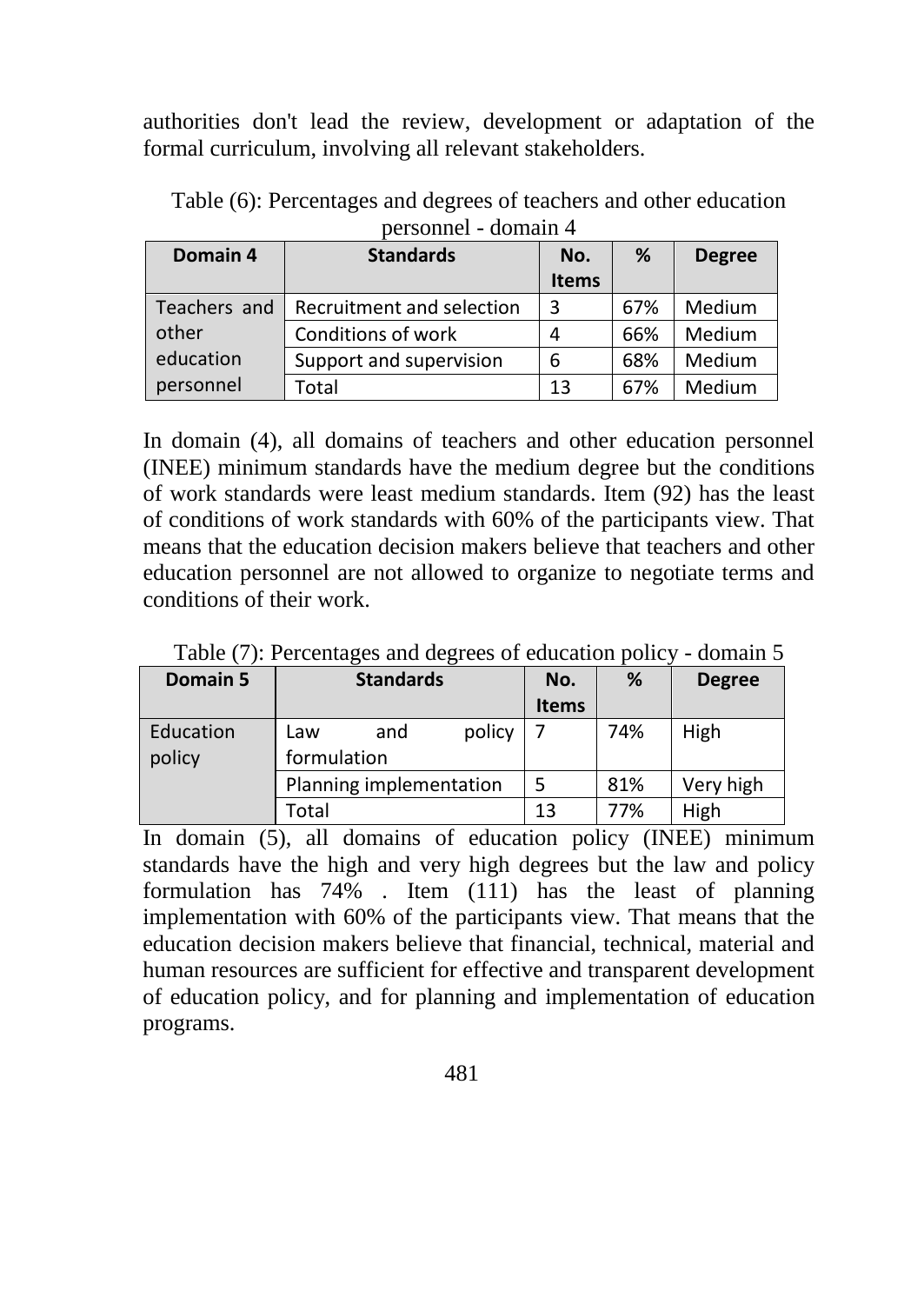authorities don't lead the review, development or adaptation of the formal curriculum, involving all relevant stakeholders.

Table (6): Percentages and degrees of teachers and other education personnel - domain 4

| Domain 4 | Standards | No. Items | % | Degree |
|---|---|---|---|---|
| Teachers and other education personnel | Recruitment and selection | 3 | 67% | Medium |
| | Conditions of work | 4 | 66% | Medium |
| | Support and supervision | 6 | 68% | Medium |
| | Total | 13 | 67% | Medium |

In domain (4), all domains of teachers and other education personnel (INEE) minimum standards have the medium degree but the conditions of work standards were least medium standards. Item (92) has the least of conditions of work standards with 60% of the participants view. That means that the education decision makers believe that teachers and other education personnel are not allowed to organize to negotiate terms and conditions of their work.

Table (7): Percentages and degrees of education policy - domain 5

| Domain 5 | Standards | No. Items | % | Degree |
|---|---|---|---|---|
| Education policy | Law and policy formulation | 7 | 74% | High |
| | Planning implementation | 5 | 81% | Very high |
| | Total | 13 | 77% | High |

In domain (5), all domains of education policy (INEE) minimum standards have the high and very high degrees but the law and policy formulation has 74% . Item (111) has the least of planning implementation with 60% of the participants view. That means that the education decision makers believe that financial, technical, material and human resources are sufficient for effective and transparent development of education policy, and for planning and implementation of education programs.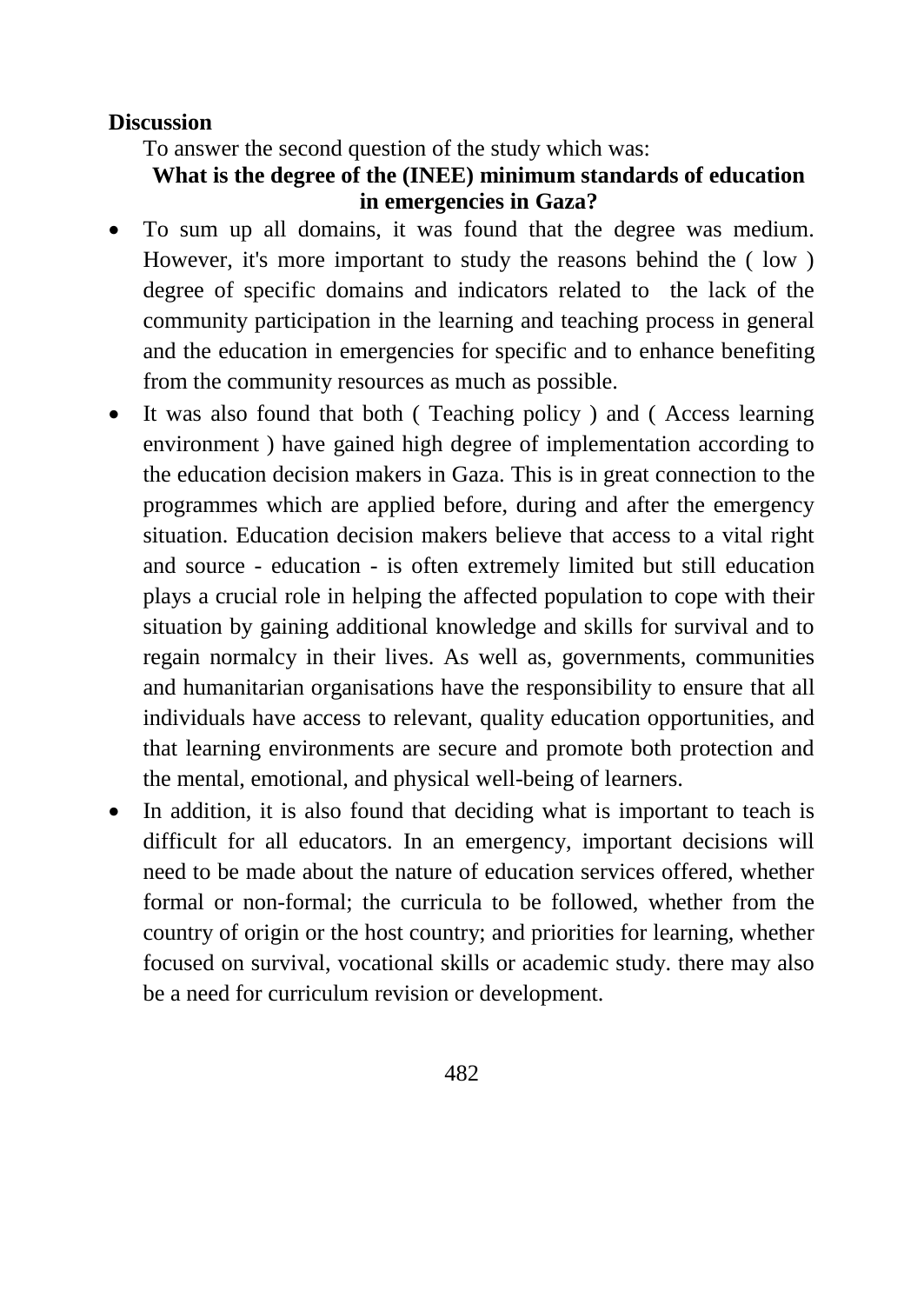**Discussion**

To answer the second question of the study which was:

**What is the degree of the (INEE) minimum standards of education in emergencies in Gaza?**

- To sum up all domains, it was found that the degree was medium. However, it's more important to study the reasons behind the ( low ) degree of specific domains and indicators related to the lack of the community participation in the learning and teaching process in general and the education in emergencies for specific and to enhance benefiting from the community resources as much as possible.
- It was also found that both ( Teaching policy ) and ( Access learning environment ) have gained high degree of implementation according to the education decision makers in Gaza. This is in great connection to the programmes which are applied before, during and after the emergency situation. Education decision makers believe that access to a vital right and source - education - is often extremely limited but still education plays a crucial role in helping the affected population to cope with their situation by gaining additional knowledge and skills for survival and to regain normalcy in their lives. As well as, governments, communities and humanitarian organisations have the responsibility to ensure that all individuals have access to relevant, quality education opportunities, and that learning environments are secure and promote both protection and the mental, emotional, and physical well-being of learners.
- In addition, it is also found that deciding what is important to teach is difficult for all educators. In an emergency, important decisions will need to be made about the nature of education services offered, whether formal or non-formal; the curricula to be followed, whether from the country of origin or the host country; and priorities for learning, whether focused on survival, vocational skills or academic study. there may also be a need for curriculum revision or development.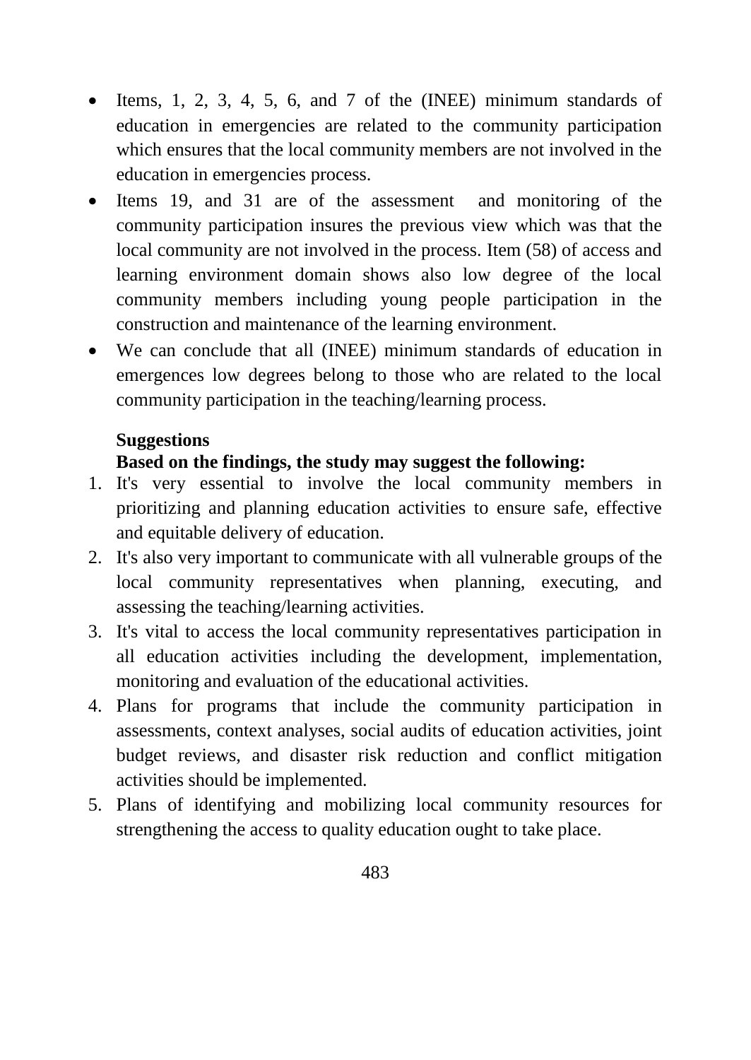- Items, 1, 2, 3, 4, 5, 6, and 7 of the (INEE) minimum standards of education in emergencies are related to the community participation which ensures that the local community members are not involved in the education in emergencies process.
- Items 19, and 31 are of the assessment and monitoring of the community participation insures the previous view which was that the local community are not involved in the process. Item (58) of access and learning environment domain shows also low degree of the local community members including young people participation in the construction and maintenance of the learning environment.
- We can conclude that all (INEE) minimum standards of education in emergences low degrees belong to those who are related to the local community participation in the teaching/learning process.

**Suggestions**

**Based on the findings, the study may suggest the following:**

1. It's very essential to involve the local community members in prioritizing and planning education activities to ensure safe, effective and equitable delivery of education.
2. It's also very important to communicate with all vulnerable groups of the local community representatives when planning, executing, and assessing the teaching/learning activities.
3. It's vital to access the local community representatives participation in all education activities including the development, implementation, monitoring and evaluation of the educational activities.
4. Plans for programs that include the community participation in assessments, context analyses, social audits of education activities, joint budget reviews, and disaster risk reduction and conflict mitigation activities should be implemented.
5. Plans of identifying and mobilizing local community resources for strengthening the access to quality education ought to take place.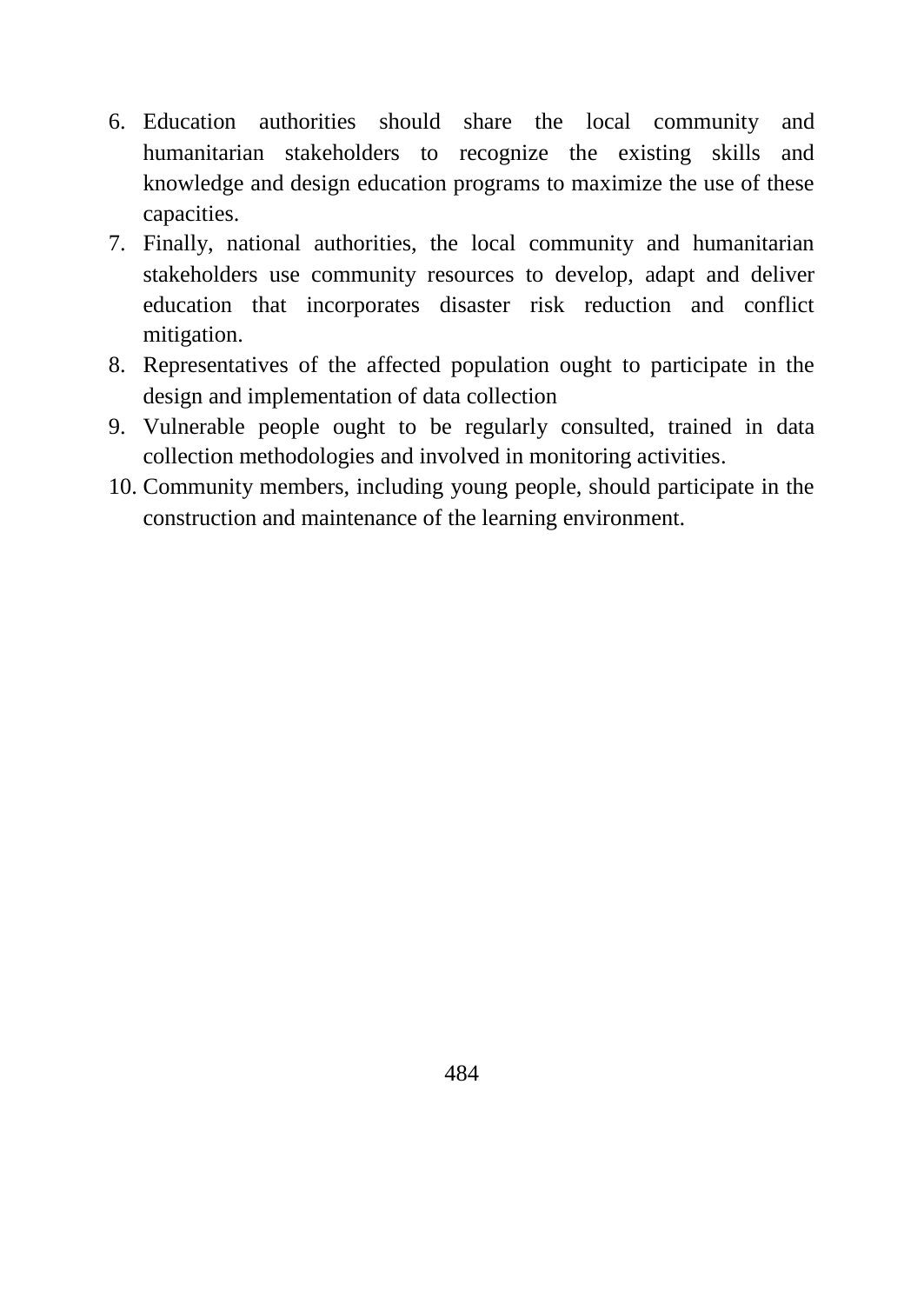6. Education authorities should share the local community and humanitarian stakeholders to recognize the existing skills and knowledge and design education programs to maximize the use of these capacities.
7. Finally, national authorities, the local community and humanitarian stakeholders use community resources to develop, adapt and deliver education that incorporates disaster risk reduction and conflict mitigation.
8. Representatives of the affected population ought to participate in the design and implementation of data collection
9. Vulnerable people ought to be regularly consulted, trained in data collection methodologies and involved in monitoring activities.
10. Community members, including young people, should participate in the construction and maintenance of the learning environment.